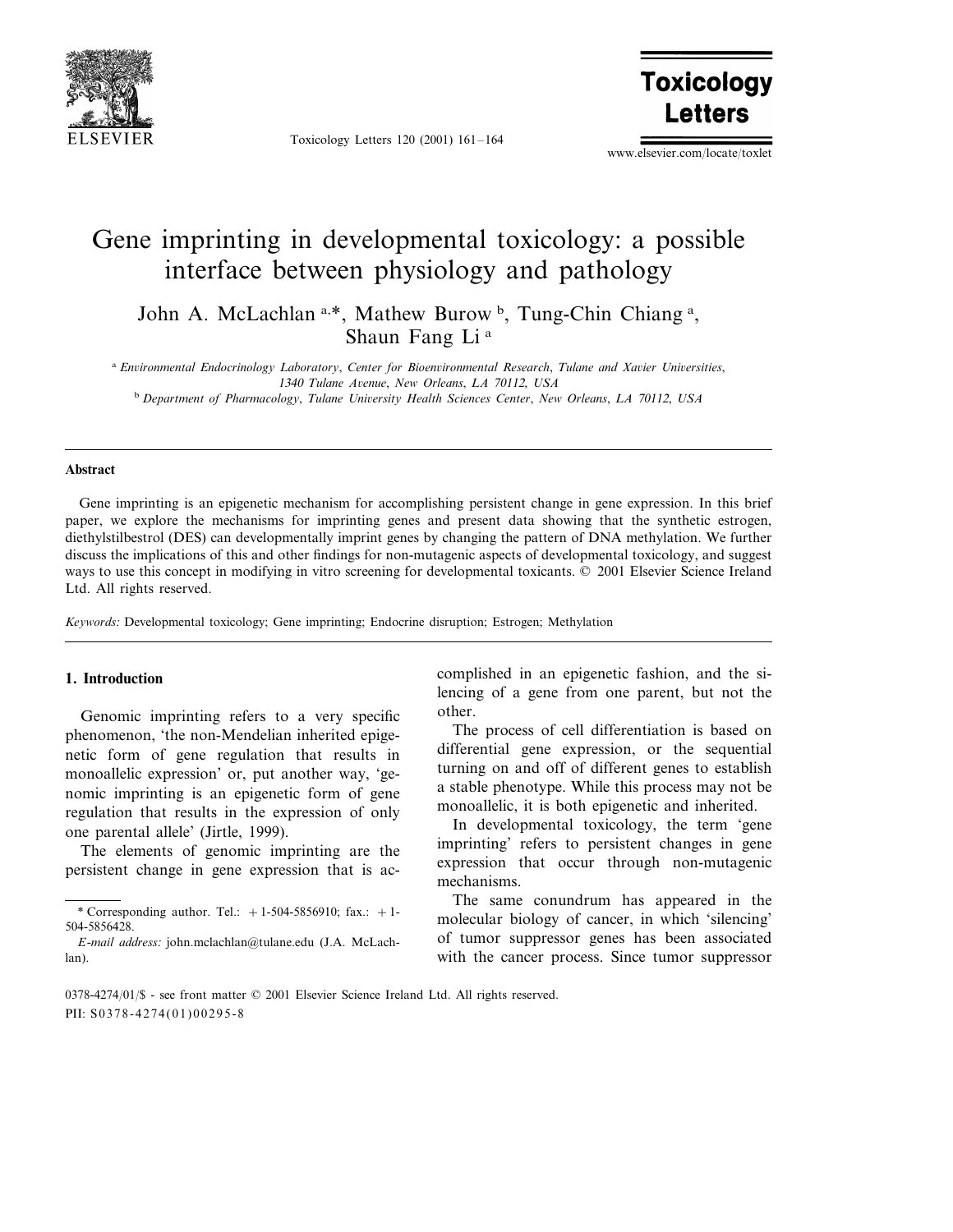# Gene imprinting in developmental toxicology: a possible interface between physiology and pathology

John A. McLachlan [a,*], Mathew Burow [b], Tung-Chin Chiang [a], Shaun Fang Li [a]

[a] *Environmental Endocrinology Laboratory, Center for Bioenvironmental Research, Tulane and Xavier Universities, 1340 Tulane Avenue, New Orleans, LA 70112, USA*

[b] *Department of Pharmacology, Tulane University Health Sciences Center, New Orleans, LA 70112, USA*

## Abstract

Gene imprinting is an epigenetic mechanism for accomplishing persistent change in gene expression. In this brief paper, we explore the mechanisms for imprinting genes and present data showing that the synthetic estrogen, diethylstilbestrol (DES) can developmentally imprint genes by changing the pattern of DNA methylation. We further discuss the implications of this and other findings for non-mutagenic aspects of developmental toxicology, and suggest ways to use this concept in modifying in vitro screening for developmental toxicants. © 2001 Elsevier Science Ireland Ltd. All rights reserved.

*Keywords:* Developmental toxicology; Gene imprinting; Endocrine disruption; Estrogen; Methylation

## 1. Introduction

Genomic imprinting refers to a very specific phenomenon, 'the non-Mendelian inherited epigenetic form of gene regulation that results in monoallelic expression' or, put another way, 'genomic imprinting is an epigenetic form of gene regulation that results in the expression of only one parental allele' (Jirtle, 1999).

The elements of genomic imprinting are the persistent change in gene expression that is accomplished in an epigenetic fashion, and the silencing of a gene from one parent, but not the other.

The process of cell differentiation is based on differential gene expression, or the sequential turning on and off of different genes to establish a stable phenotype. While this process may not be monoallelic, it is both epigenetic and inherited.

In developmental toxicology, the term 'gene imprinting' refers to persistent changes in gene expression that occur through non-mutagenic mechanisms.

The same conundrum has appeared in the molecular biology of cancer, in which 'silencing' of tumor suppressor genes has been associated with the cancer process. Since tumor suppressor

* Corresponding author. Tel.: +1-504-5856910; fax.: +1-504-5856428.

*E-mail address:* john.mclachlan@tulane.edu (J.A. McLachlan).

0378-4274/01/$ - see front matter © 2001 Elsevier Science Ireland Ltd. All rights reserved.
PII: S0378-4274(01)00295-8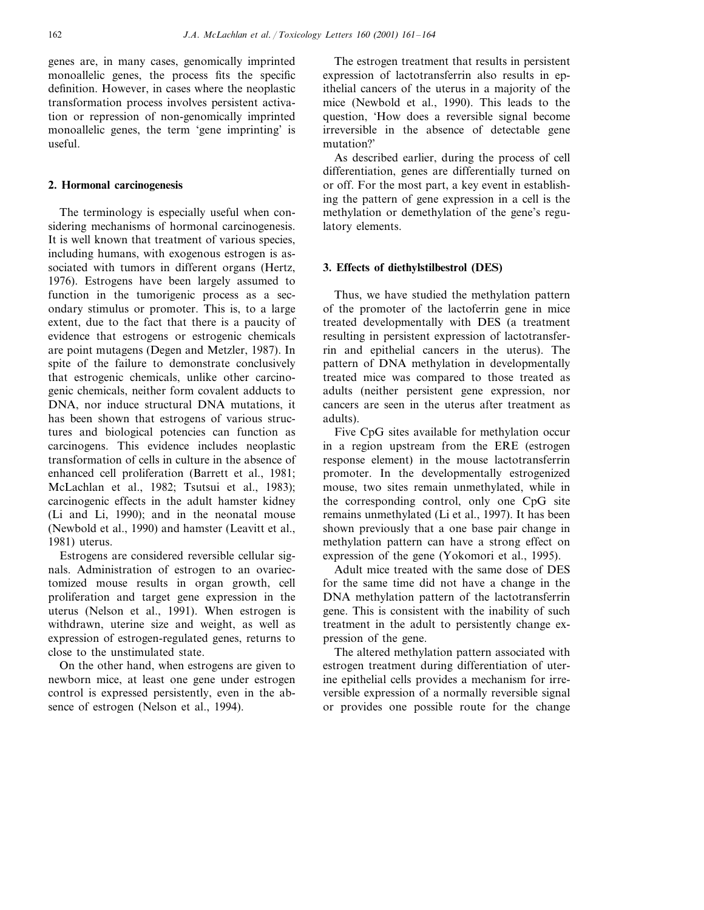genes are, in many cases, genomically imprinted monoallelic genes, the process fits the specific definition. However, in cases where the neoplastic transformation process involves persistent activation or repression of non-genomically imprinted monoallelic genes, the term 'gene imprinting' is useful.

## 2. Hormonal carcinogenesis

The terminology is especially useful when considering mechanisms of hormonal carcinogenesis. It is well known that treatment of various species, including humans, with exogenous estrogen is associated with tumors in different organs (Hertz, 1976). Estrogens have been largely assumed to function in the tumorigenic process as a secondary stimulus or promoter. This is, to a large extent, due to the fact that there is a paucity of evidence that estrogens or estrogenic chemicals are point mutagens (Degen and Metzler, 1987). In spite of the failure to demonstrate conclusively that estrogenic chemicals, unlike other carcinogenic chemicals, neither form covalent adducts to DNA, nor induce structural DNA mutations, it has been shown that estrogens of various structures and biological potencies can function as carcinogens. This evidence includes neoplastic transformation of cells in culture in the absence of enhanced cell proliferation (Barrett et al., 1981; McLachlan et al., 1982; Tsutsui et al., 1983); carcinogenic effects in the adult hamster kidney (Li and Li, 1990); and in the neonatal mouse (Newbold et al., 1990) and hamster (Leavitt et al., 1981) uterus.

Estrogens are considered reversible cellular signals. Administration of estrogen to an ovariectomized mouse results in organ growth, cell proliferation and target gene expression in the uterus (Nelson et al., 1991). When estrogen is withdrawn, uterine size and weight, as well as expression of estrogen-regulated genes, returns to close to the unstimulated state.

On the other hand, when estrogens are given to newborn mice, at least one gene under estrogen control is expressed persistently, even in the absence of estrogen (Nelson et al., 1994).

The estrogen treatment that results in persistent expression of lactotransferrin also results in epithelial cancers of the uterus in a majority of the mice (Newbold et al., 1990). This leads to the question, 'How does a reversible signal become irreversible in the absence of detectable gene mutation?'

As described earlier, during the process of cell differentiation, genes are differentially turned on or off. For the most part, a key event in establishing the pattern of gene expression in a cell is the methylation or demethylation of the gene's regulatory elements.

## 3. Effects of diethylstilbestrol (DES)

Thus, we have studied the methylation pattern of the promoter of the lactoferrin gene in mice treated developmentally with DES (a treatment resulting in persistent expression of lactotransferrin and epithelial cancers in the uterus). The pattern of DNA methylation in developmentally treated mice was compared to those treated as adults (neither persistent gene expression, nor cancers are seen in the uterus after treatment as adults).

Five CpG sites available for methylation occur in a region upstream from the ERE (estrogen response element) in the mouse lactotransferrin promoter. In the developmentally estrogenized mouse, two sites remain unmethylated, while in the corresponding control, only one CpG site remains unmethylated (Li et al., 1997). It has been shown previously that a one base pair change in methylation pattern can have a strong effect on expression of the gene (Yokomori et al., 1995).

Adult mice treated with the same dose of DES for the same time did not have a change in the DNA methylation pattern of the lactotransferrin gene. This is consistent with the inability of such treatment in the adult to persistently change expression of the gene.

The altered methylation pattern associated with estrogen treatment during differentiation of uterine epithelial cells provides a mechanism for irreversible expression of a normally reversible signal or provides one possible route for the change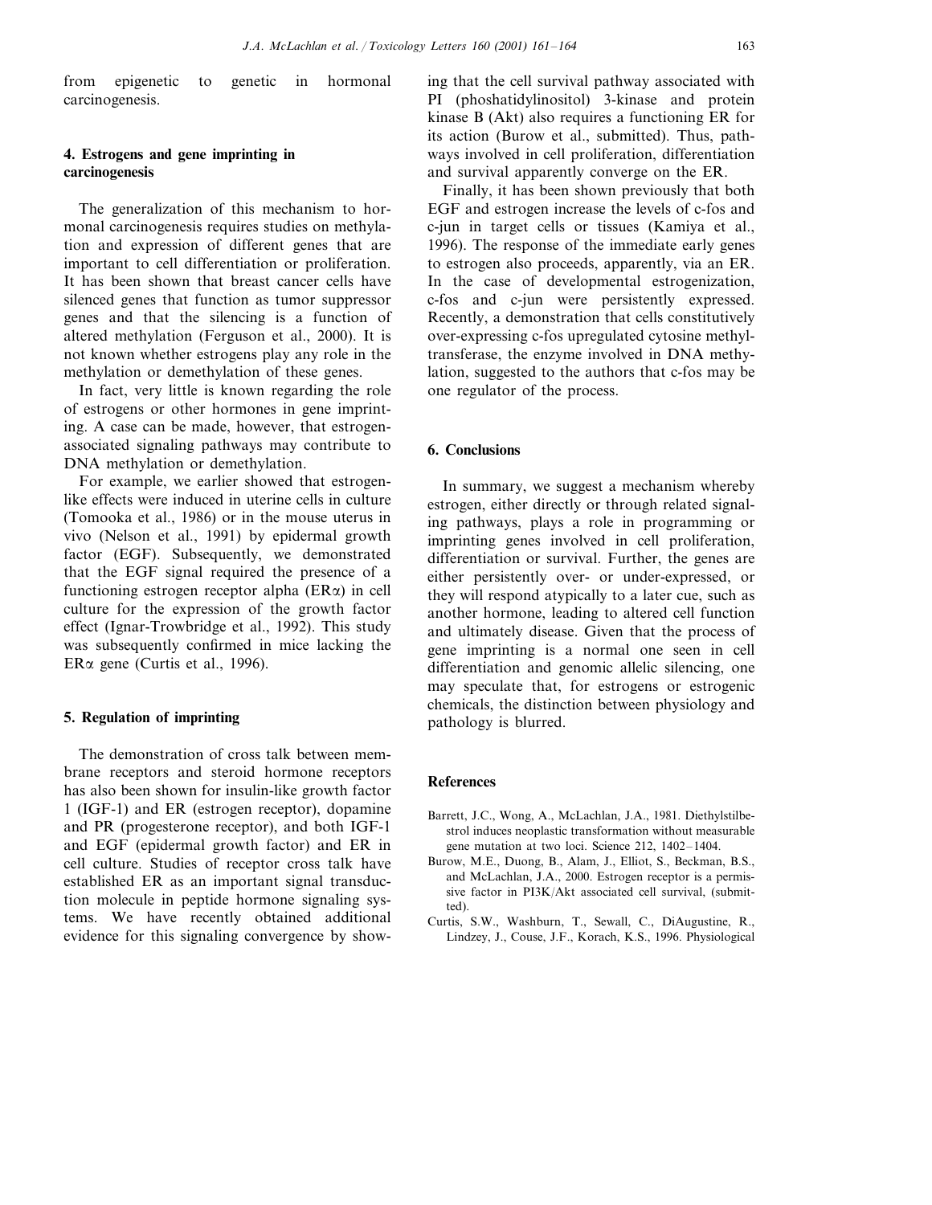from epigenetic to genetic in hormonal carcinogenesis.

## 4. Estrogens and gene imprinting in carcinogenesis

The generalization of this mechanism to hormonal carcinogenesis requires studies on methylation and expression of different genes that are important to cell differentiation or proliferation. It has been shown that breast cancer cells have silenced genes that function as tumor suppressor genes and that the silencing is a function of altered methylation (Ferguson et al., 2000). It is not known whether estrogens play any role in the methylation or demethylation of these genes.

In fact, very little is known regarding the role of estrogens or other hormones in gene imprinting. A case can be made, however, that estrogen-associated signaling pathways may contribute to DNA methylation or demethylation.

For example, we earlier showed that estrogen-like effects were induced in uterine cells in culture (Tomooka et al., 1986) or in the mouse uterus in vivo (Nelson et al., 1991) by epidermal growth factor (EGF). Subsequently, we demonstrated that the EGF signal required the presence of a functioning estrogen receptor alpha (ER$\alpha$) in cell culture for the expression of the growth factor effect (Ignar-Trowbridge et al., 1992). This study was subsequently confirmed in mice lacking the ER$\alpha$ gene (Curtis et al., 1996).

## 5. Regulation of imprinting

The demonstration of cross talk between membrane receptors and steroid hormone receptors has also been shown for insulin-like growth factor 1 (IGF-1) and ER (estrogen receptor), dopamine and PR (progesterone receptor), and both IGF-1 and EGF (epidermal growth factor) and ER in cell culture. Studies of receptor cross talk have established ER as an important signal transduction molecule in peptide hormone signaling systems. We have recently obtained additional evidence for this signaling convergence by showing that the cell survival pathway associated with PI (phoshatidylinositol) 3-kinase and protein kinase B (Akt) also requires a functioning ER for its action (Burow et al., submitted). Thus, pathways involved in cell proliferation, differentiation and survival apparently converge on the ER.

Finally, it has been shown previously that both EGF and estrogen increase the levels of c-fos and c-jun in target cells or tissues (Kamiya et al., 1996). The response of the immediate early genes to estrogen also proceeds, apparently, via an ER. In the case of developmental estrogenization, c-fos and c-jun were persistently expressed. Recently, a demonstration that cells constitutively over-expressing c-fos upregulated cytosine methyltransferase, the enzyme involved in DNA methylation, suggested to the authors that c-fos may be one regulator of the process.

## 6. Conclusions

In summary, we suggest a mechanism whereby estrogen, either directly or through related signaling pathways, plays a role in programming or imprinting genes involved in cell proliferation, differentiation or survival. Further, the genes are either persistently over- or under-expressed, or they will respond atypically to a later cue, such as another hormone, leading to altered cell function and ultimately disease. Given that the process of gene imprinting is a normal one seen in cell differentiation and genomic allelic silencing, one may speculate that, for estrogens or estrogenic chemicals, the distinction between physiology and pathology is blurred.

## References

Barrett, J.C., Wong, A., McLachlan, J.A., 1981. Diethylstilbestrol induces neoplastic transformation without measurable gene mutation at two loci. Science 212, 1402–1404.

Burow, M.E., Duong, B., Alam, J., Elliot, S., Beckman, B.S., and McLachlan, J.A., 2000. Estrogen receptor is a permissive factor in PI3K/Akt associated cell survival, (submitted).

Curtis, S.W., Washburn, T., Sewall, C., DiAugustine, R., Lindzey, J., Couse, J.F., Korach, K.S., 1996. Physiological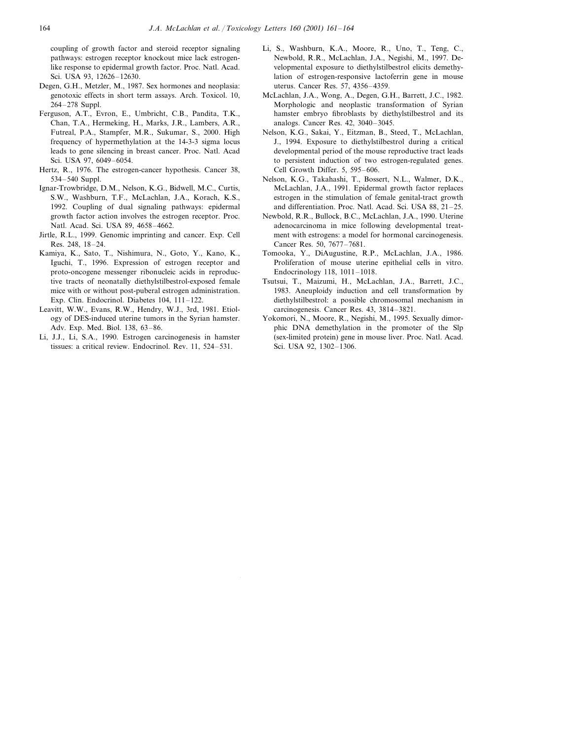coupling of growth factor and steroid receptor signaling pathways: estrogen receptor knockout mice lack estrogen-like response to epidermal growth factor. Proc. Natl. Acad. Sci. USA 93, 12626–12630.

Degen, G.H., Metzler, M., 1987. Sex hormones and neoplasia: genotoxic effects in short term assays. Arch. Toxicol. 10, 264–278 Suppl.

Ferguson, A.T., Evron, E., Umbricht, C.B., Pandita, T.K., Chan, T.A., Hermeking, H., Marks, J.R., Lambers, A.R., Futreal, P.A., Stampfer, M.R., Sukumar, S., 2000. High frequency of hypermethylation at the 14-3-3 sigma locus leads to gene silencing in breast cancer. Proc. Natl. Acad Sci. USA 97, 6049–6054.

Hertz, R., 1976. The estrogen-cancer hypothesis. Cancer 38, 534–540 Suppl.

Ignar-Trowbridge, D.M., Nelson, K.G., Bidwell, M.C., Curtis, S.W., Washburn, T.F., McLachlan, J.A., Korach, K.S., 1992. Coupling of dual signaling pathways: epidermal growth factor action involves the estrogen receptor. Proc. Natl. Acad. Sci. USA 89, 4658–4662.

Jirtle, R.L., 1999. Genomic imprinting and cancer. Exp. Cell Res. 248, 18–24.

Kamiya, K., Sato, T., Nishimura, N., Goto, Y., Kano, K., Iguchi, T., 1996. Expression of estrogen receptor and proto-oncogene messenger ribonucleic acids in reproductive tracts of neonatally diethylstilbestrol-exposed female mice with or without post-puberal estrogen administration. Exp. Clin. Endocrinol. Diabetes 104, 111–122.

Leavitt, W.W., Evans, R.W., Hendry, W.J., 3rd, 1981. Etiology of DES-induced uterine tumors in the Syrian hamster. Adv. Exp. Med. Biol. 138, 63–86.

Li, J.J., Li, S.A., 1990. Estrogen carcinogenesis in hamster tissues: a critical review. Endocrinol. Rev. 11, 524–531.

Li, S., Washburn, K.A., Moore, R., Uno, T., Teng, C., Newbold, R.R., McLachlan, J.A., Negishi, M., 1997. Developmental exposure to diethylstilbestrol elicits demethylation of estrogen-responsive lactoferrin gene in mouse uterus. Cancer Res. 57, 4356–4359.

McLachlan, J.A., Wong, A., Degen, G.H., Barrett, J.C., 1982. Morphologic and neoplastic transformation of Syrian hamster embryo fibroblasts by diethylstilbestrol and its analogs. Cancer Res. 42, 3040–3045.

Nelson, K.G., Sakai, Y., Eitzman, B., Steed, T., McLachlan, J., 1994. Exposure to diethylstilbestrol during a critical developmental period of the mouse reproductive tract leads to persistent induction of two estrogen-regulated genes. Cell Growth Differ. 5, 595–606.

Nelson, K.G., Takahashi, T., Bossert, N.L., Walmer, D.K., McLachlan, J.A., 1991. Epidermal growth factor replaces estrogen in the stimulation of female genital-tract growth and differentiation. Proc. Natl. Acad. Sci. USA 88, 21–25.

Newbold, R.R., Bullock, B.C., McLachlan, J.A., 1990. Uterine adenocarcinoma in mice following developmental treatment with estrogens: a model for hormonal carcinogenesis. Cancer Res. 50, 7677–7681.

Tomooka, Y., DiAugustine, R.P., McLachlan, J.A., 1986. Proliferation of mouse uterine epithelial cells in vitro. Endocrinology 118, 1011–1018.

Tsutsui, T., Maizumi, H., McLachlan, J.A., Barrett, J.C., 1983. Aneuploidy induction and cell transformation by diethylstilbestrol: a possible chromosomal mechanism in carcinogenesis. Cancer Res. 43, 3814–3821.

Yokomori, N., Moore, R., Negishi, M., 1995. Sexually dimorphic DNA demethylation in the promoter of the Slp (sex-limited protein) gene in mouse liver. Proc. Natl. Acad. Sci. USA 92, 1302–1306.